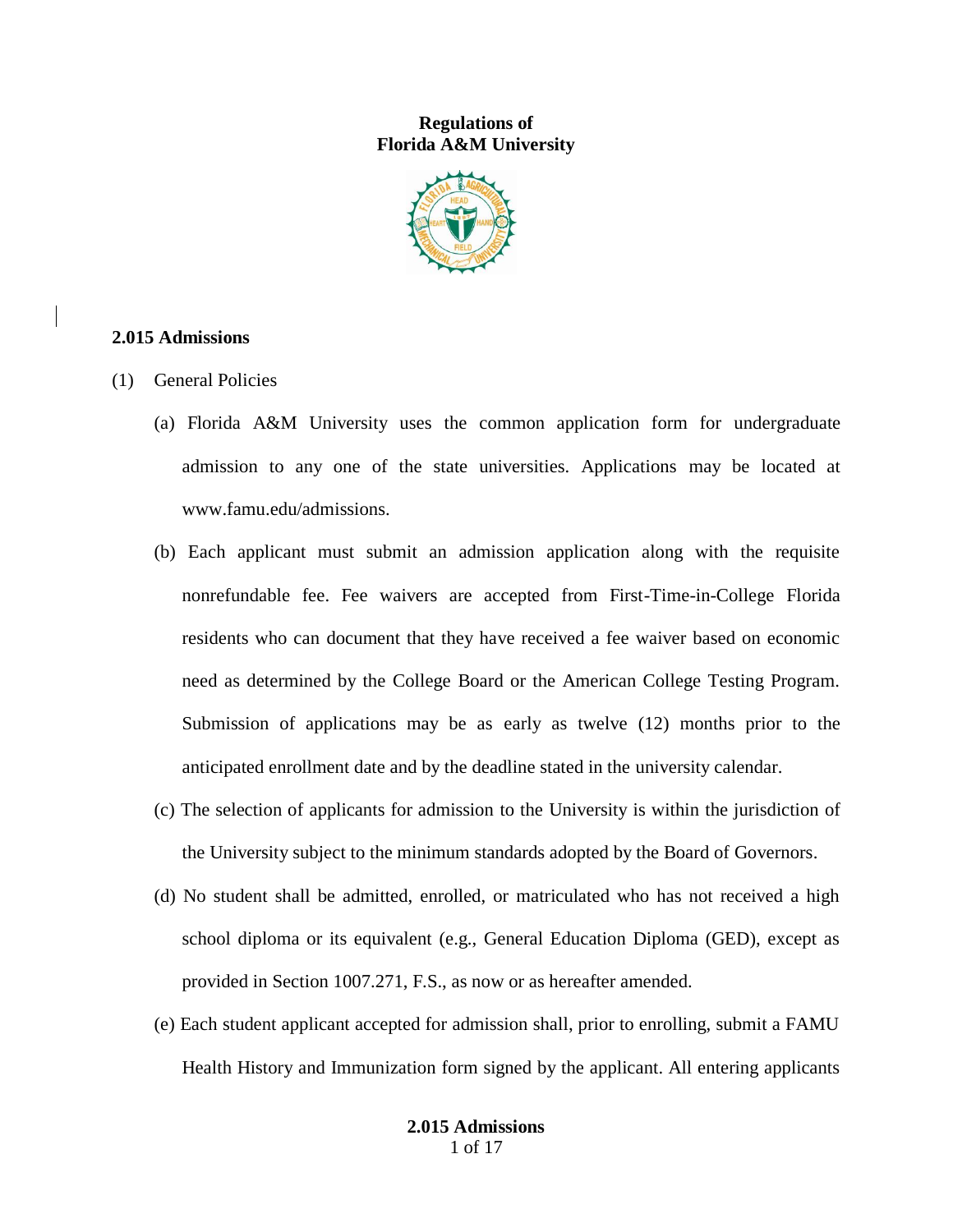**Regulations of**
**Florida A&M University**

## 2.015 Admissions

(1) General Policies

(a) Florida A&M University uses the common application form for undergraduate admission to any one of the state universities. Applications may be located at www.famu.edu/admissions.

(b) Each applicant must submit an admission application along with the requisite nonrefundable fee. Fee waivers are accepted from First-Time-in-College Florida residents who can document that they have received a fee waiver based on economic need as determined by the College Board or the American College Testing Program. Submission of applications may be as early as twelve (12) months prior to the anticipated enrollment date and by the deadline stated in the university calendar.

(c) The selection of applicants for admission to the University is within the jurisdiction of the University subject to the minimum standards adopted by the Board of Governors.

(d) No student shall be admitted, enrolled, or matriculated who has not received a high school diploma or its equivalent (e.g., General Education Diploma (GED), except as provided in Section 1007.271, F.S., as now or as hereafter amended.

(e) Each student applicant accepted for admission shall, prior to enrolling, submit a FAMU Health History and Immunization form signed by the applicant. All entering applicants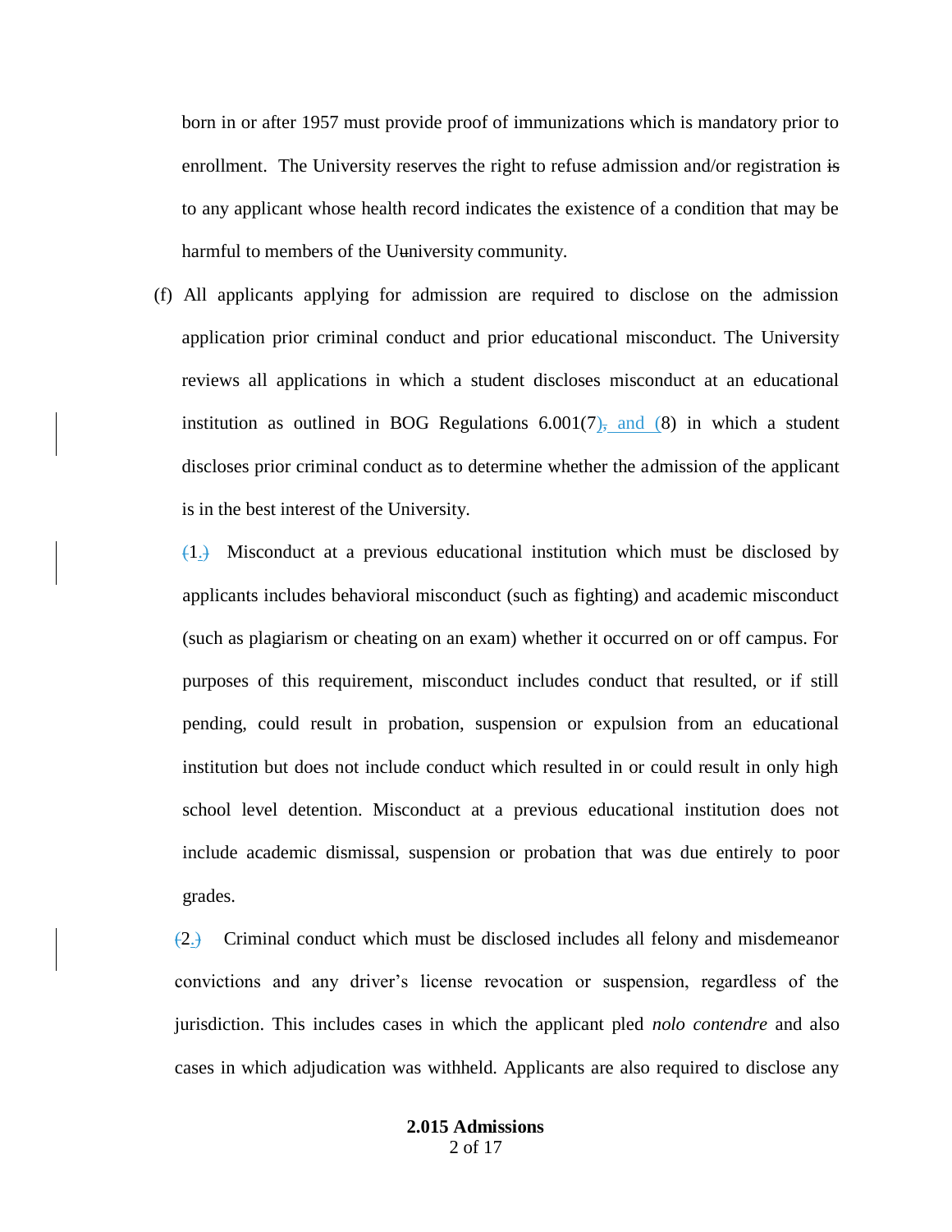born in or after 1957 must provide proof of immunizations which is mandatory prior to enrollment. The University reserves the right to refuse admission and/or registration is to any applicant whose health record indicates the existence of a condition that may be harmful to members of the Uuniversity community.

(f) All applicants applying for admission are required to disclose on the admission application prior criminal conduct and prior educational misconduct. The University reviews all applications in which a student discloses misconduct at an educational institution as outlined in BOG Regulations 6.001(7), and (8) in which a student discloses prior criminal conduct as to determine whether the admission of the applicant is in the best interest of the University.

(1.) Misconduct at a previous educational institution which must be disclosed by applicants includes behavioral misconduct (such as fighting) and academic misconduct (such as plagiarism or cheating on an exam) whether it occurred on or off campus. For purposes of this requirement, misconduct includes conduct that resulted, or if still pending, could result in probation, suspension or expulsion from an educational institution but does not include conduct which resulted in or could result in only high school level detention. Misconduct at a previous educational institution does not include academic dismissal, suspension or probation that was due entirely to poor grades.

(2.) Criminal conduct which must be disclosed includes all felony and misdemeanor convictions and any driver's license revocation or suspension, regardless of the jurisdiction. This includes cases in which the applicant pled *nolo contendre* and also cases in which adjudication was withheld. Applicants are also required to disclose any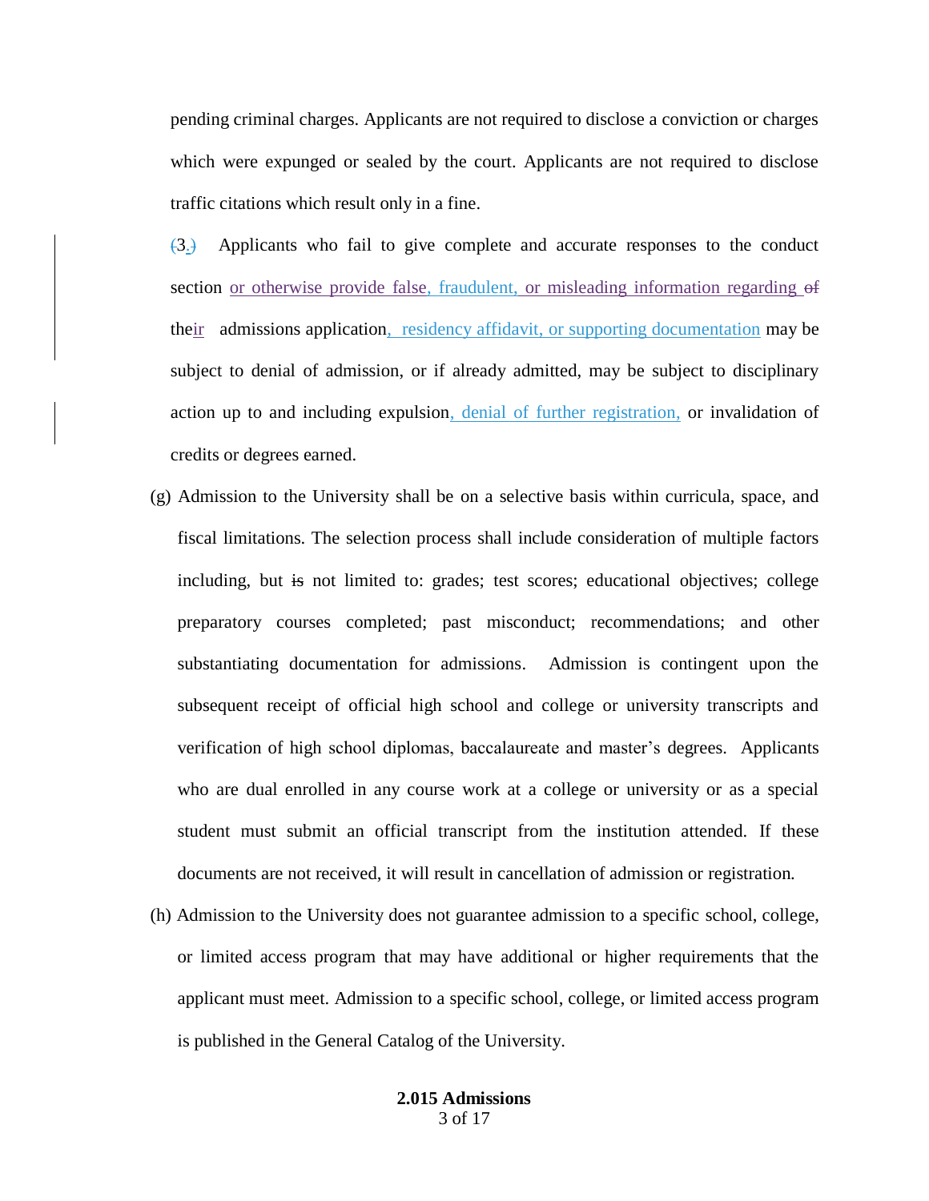pending criminal charges. Applicants are not required to disclose a conviction or charges which were expunged or sealed by the court. Applicants are not required to disclose traffic citations which result only in a fine.

(3.) Applicants who fail to give complete and accurate responses to the conduct section or otherwise provide false, fraudulent, or misleading information regarding of their admissions application, residency affidavit, or supporting documentation may be subject to denial of admission, or if already admitted, may be subject to disciplinary action up to and including expulsion, denial of further registration, or invalidation of credits or degrees earned.

(g) Admission to the University shall be on a selective basis within curricula, space, and fiscal limitations. The selection process shall include consideration of multiple factors including, but is not limited to: grades; test scores; educational objectives; college preparatory courses completed; past misconduct; recommendations; and other substantiating documentation for admissions. Admission is contingent upon the subsequent receipt of official high school and college or university transcripts and verification of high school diplomas, baccalaureate and master's degrees. Applicants who are dual enrolled in any course work at a college or university or as a special student must submit an official transcript from the institution attended. If these documents are not received, it will result in cancellation of admission or registration.

(h) Admission to the University does not guarantee admission to a specific school, college, or limited access program that may have additional or higher requirements that the applicant must meet. Admission to a specific school, college, or limited access program is published in the General Catalog of the University.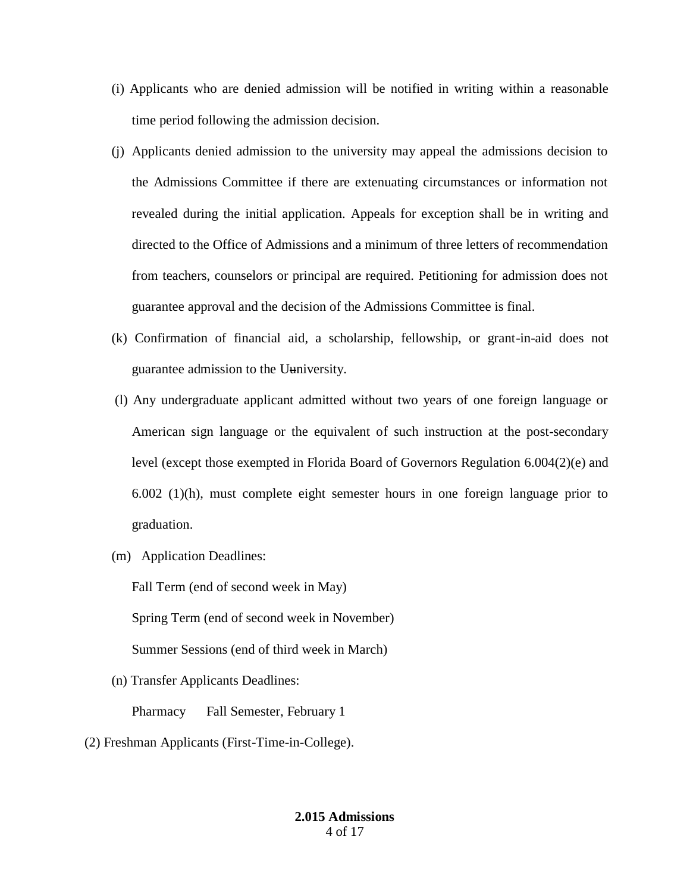(i) Applicants who are denied admission will be notified in writing within a reasonable time period following the admission decision.

(j) Applicants denied admission to the university may appeal the admissions decision to the Admissions Committee if there are extenuating circumstances or information not revealed during the initial application. Appeals for exception shall be in writing and directed to the Office of Admissions and a minimum of three letters of recommendation from teachers, counselors or principal are required. Petitioning for admission does not guarantee approval and the decision of the Admissions Committee is final.

(k) Confirmation of financial aid, a scholarship, fellowship, or grant-in-aid does not guarantee admission to the Uuniversity.

(l) Any undergraduate applicant admitted without two years of one foreign language or American sign language or the equivalent of such instruction at the post-secondary level (except those exempted in Florida Board of Governors Regulation 6.004(2)(e) and 6.002 (1)(h), must complete eight semester hours in one foreign language prior to graduation.

(m) Application Deadlines:

Fall Term (end of second week in May)

Spring Term (end of second week in November)

Summer Sessions (end of third week in March)

(n) Transfer Applicants Deadlines:

Pharmacy     Fall Semester, February 1

(2) Freshman Applicants (First-Time-in-College).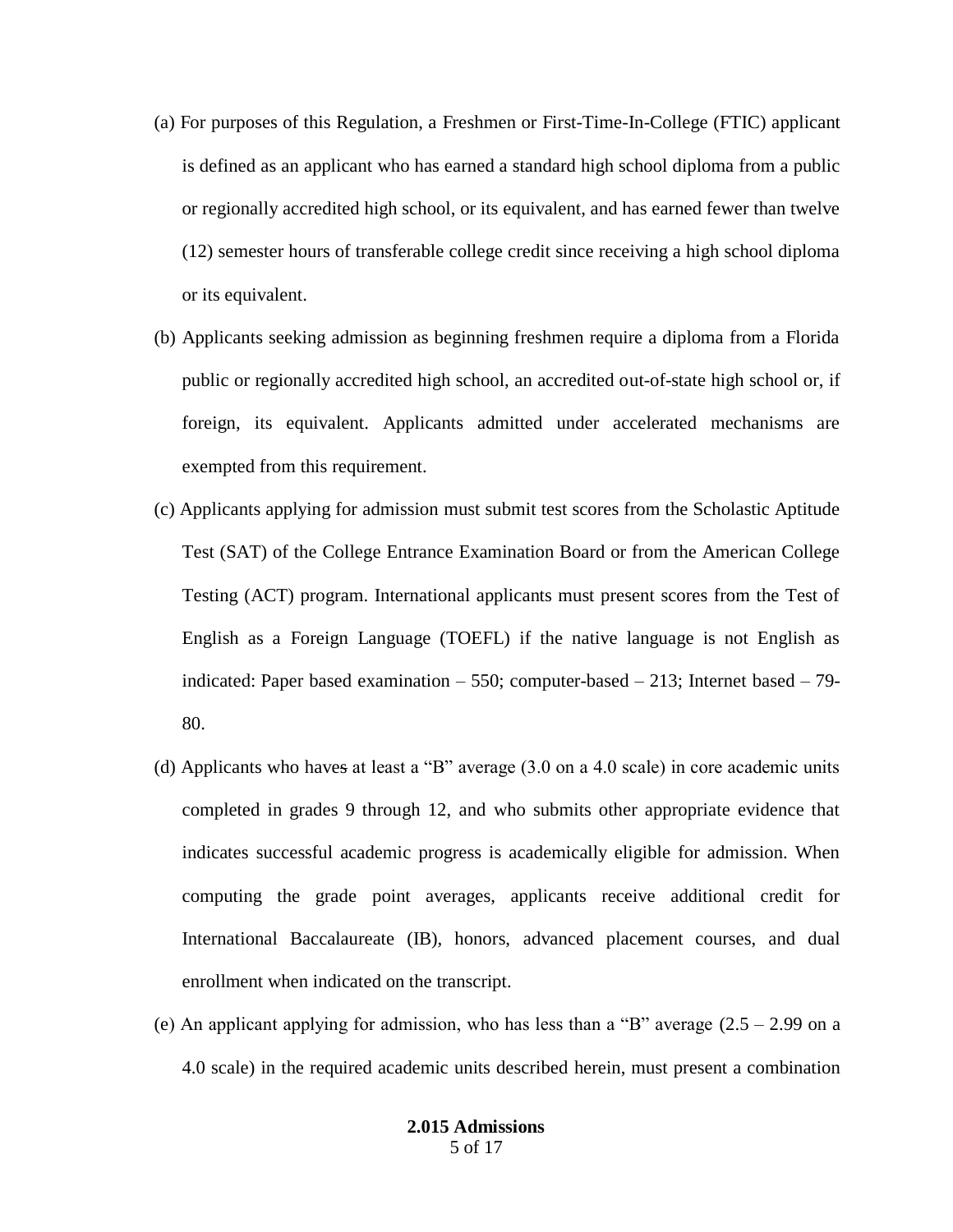(a) For purposes of this Regulation, a Freshmen or First-Time-In-College (FTIC) applicant is defined as an applicant who has earned a standard high school diploma from a public or regionally accredited high school, or its equivalent, and has earned fewer than twelve (12) semester hours of transferable college credit since receiving a high school diploma or its equivalent.

(b) Applicants seeking admission as beginning freshmen require a diploma from a Florida public or regionally accredited high school, an accredited out-of-state high school or, if foreign, its equivalent. Applicants admitted under accelerated mechanisms are exempted from this requirement.

(c) Applicants applying for admission must submit test scores from the Scholastic Aptitude Test (SAT) of the College Entrance Examination Board or from the American College Testing (ACT) program. International applicants must present scores from the Test of English as a Foreign Language (TOEFL) if the native language is not English as indicated: Paper based examination – 550; computer-based – 213; Internet based – 79-80.

(d) Applicants who haves at least a "B" average (3.0 on a 4.0 scale) in core academic units completed in grades 9 through 12, and who submits other appropriate evidence that indicates successful academic progress is academically eligible for admission. When computing the grade point averages, applicants receive additional credit for International Baccalaureate (IB), honors, advanced placement courses, and dual enrollment when indicated on the transcript.

(e) An applicant applying for admission, who has less than a "B" average (2.5 – 2.99 on a 4.0 scale) in the required academic units described herein, must present a combination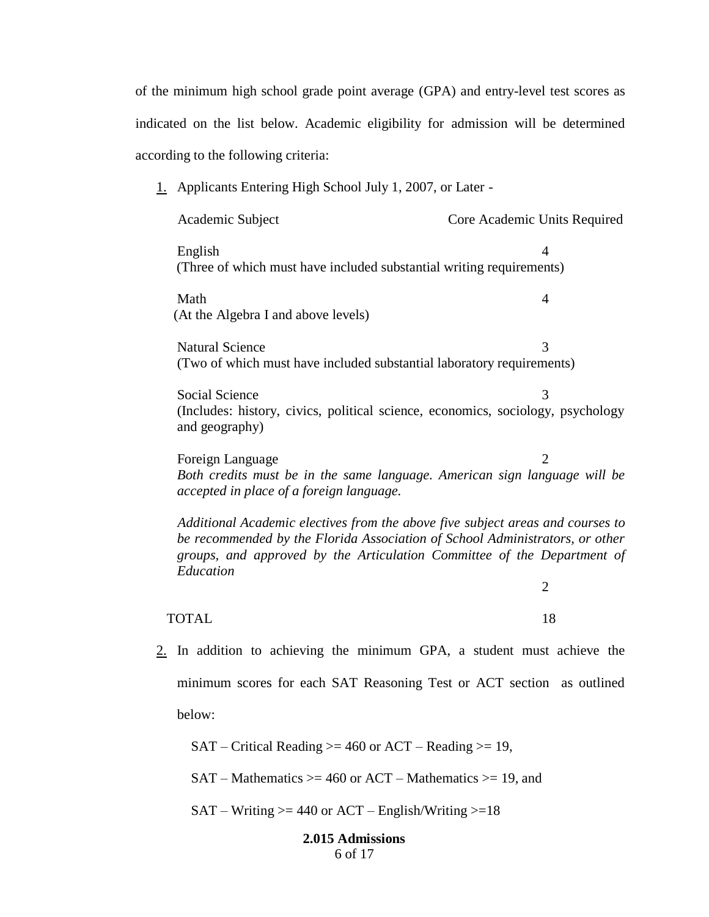of the minimum high school grade point average (GPA) and entry-level test scores as indicated on the list below. Academic eligibility for admission will be determined according to the following criteria:

1. Applicants Entering High School July 1, 2007, or Later -

| Academic Subject | Core Academic Units Required |
| --- | --- |
| English<br>(Three of which must have included substantial writing requirements) | 4 |
| Math<br>(At the Algebra I and above levels) | 4 |
| Natural Science<br>(Two of which must have included substantial laboratory requirements) | 3 |
| Social Science<br>(Includes: history, civics, political science, economics, sociology, psychology and geography) | 3 |
| Foreign Language<br>*Both credits must be in the same language. American sign language will be accepted in place of a foreign language.* | 2 |
| *Additional Academic electives from the above five subject areas and courses to be recommended by the Florida Association of School Administrators, or other groups, and approved by the Articulation Committee of the Department of Education* | 2 |
| TOTAL | 18 |

2. In addition to achieving the minimum GPA, a student must achieve the minimum scores for each SAT Reasoning Test or ACT section as outlined below:

   SAT – Critical Reading >= 460 or ACT – Reading >= 19,

   SAT – Mathematics >= 460 or ACT – Mathematics >= 19, and

   SAT – Writing >= 440 or ACT – English/Writing >=18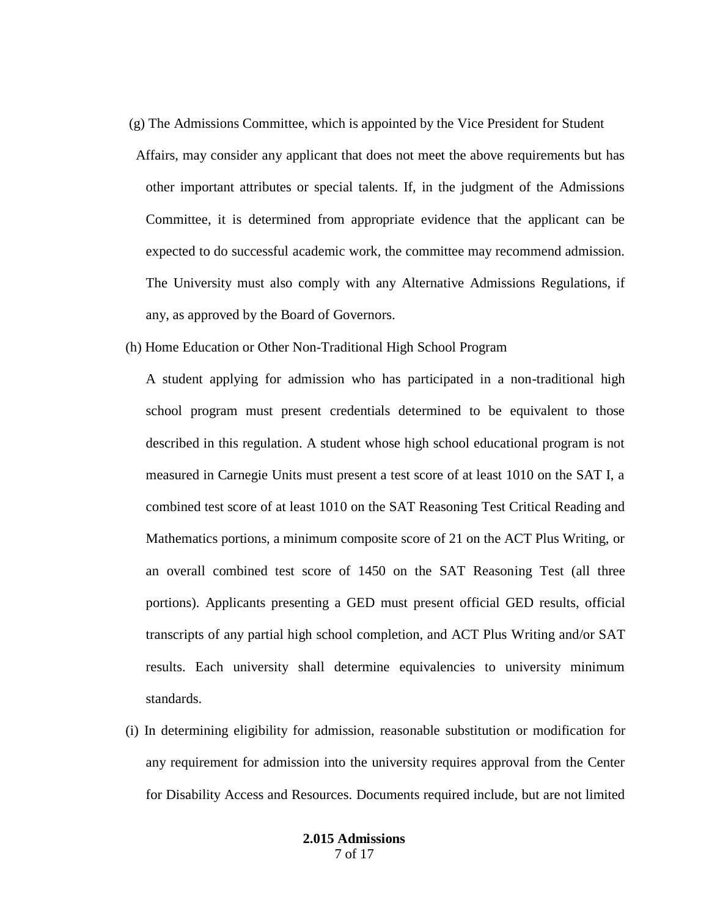(g) The Admissions Committee, which is appointed by the Vice President for Student Affairs, may consider any applicant that does not meet the above requirements but has other important attributes or special talents. If, in the judgment of the Admissions Committee, it is determined from appropriate evidence that the applicant can be expected to do successful academic work, the committee may recommend admission. The University must also comply with any Alternative Admissions Regulations, if any, as approved by the Board of Governors.

(h) Home Education or Other Non-Traditional High School Program

A student applying for admission who has participated in a non-traditional high school program must present credentials determined to be equivalent to those described in this regulation. A student whose high school educational program is not measured in Carnegie Units must present a test score of at least 1010 on the SAT I, a combined test score of at least 1010 on the SAT Reasoning Test Critical Reading and Mathematics portions, a minimum composite score of 21 on the ACT Plus Writing, or an overall combined test score of 1450 on the SAT Reasoning Test (all three portions). Applicants presenting a GED must present official GED results, official transcripts of any partial high school completion, and ACT Plus Writing and/or SAT results. Each university shall determine equivalencies to university minimum standards.

(i) In determining eligibility for admission, reasonable substitution or modification for any requirement for admission into the university requires approval from the Center for Disability Access and Resources. Documents required include, but are not limited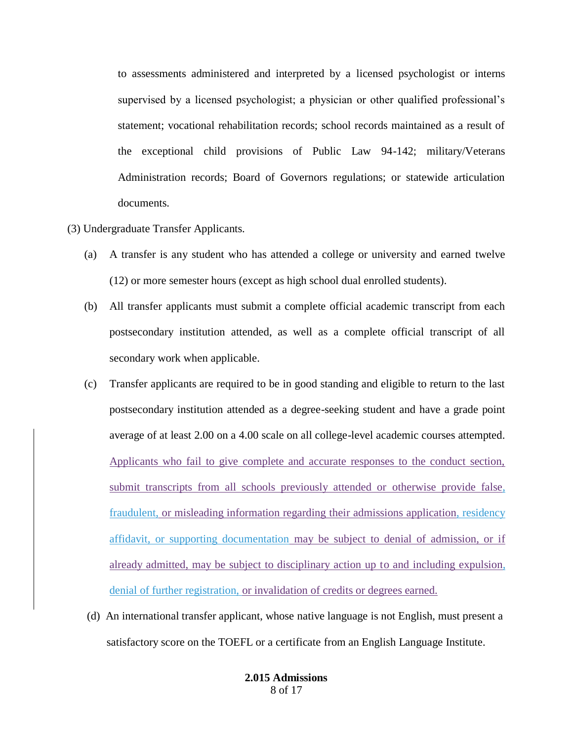to assessments administered and interpreted by a licensed psychologist or interns supervised by a licensed psychologist; a physician or other qualified professional's statement; vocational rehabilitation records; school records maintained as a result of the exceptional child provisions of Public Law 94-142; military/Veterans Administration records; Board of Governors regulations; or statewide articulation documents.

(3) Undergraduate Transfer Applicants.

(a) A transfer is any student who has attended a college or university and earned twelve (12) or more semester hours (except as high school dual enrolled students).

(b) All transfer applicants must submit a complete official academic transcript from each postsecondary institution attended, as well as a complete official transcript of all secondary work when applicable.

(c) Transfer applicants are required to be in good standing and eligible to return to the last postsecondary institution attended as a degree-seeking student and have a grade point average of at least 2.00 on a 4.00 scale on all college-level academic courses attempted. Applicants who fail to give complete and accurate responses to the conduct section, submit transcripts from all schools previously attended or otherwise provide false, fraudulent, or misleading information regarding their admissions application, residency affidavit, or supporting documentation may be subject to denial of admission, or if already admitted, may be subject to disciplinary action up to and including expulsion, denial of further registration, or invalidation of credits or degrees earned.

(d) An international transfer applicant, whose native language is not English, must present a satisfactory score on the TOEFL or a certificate from an English Language Institute.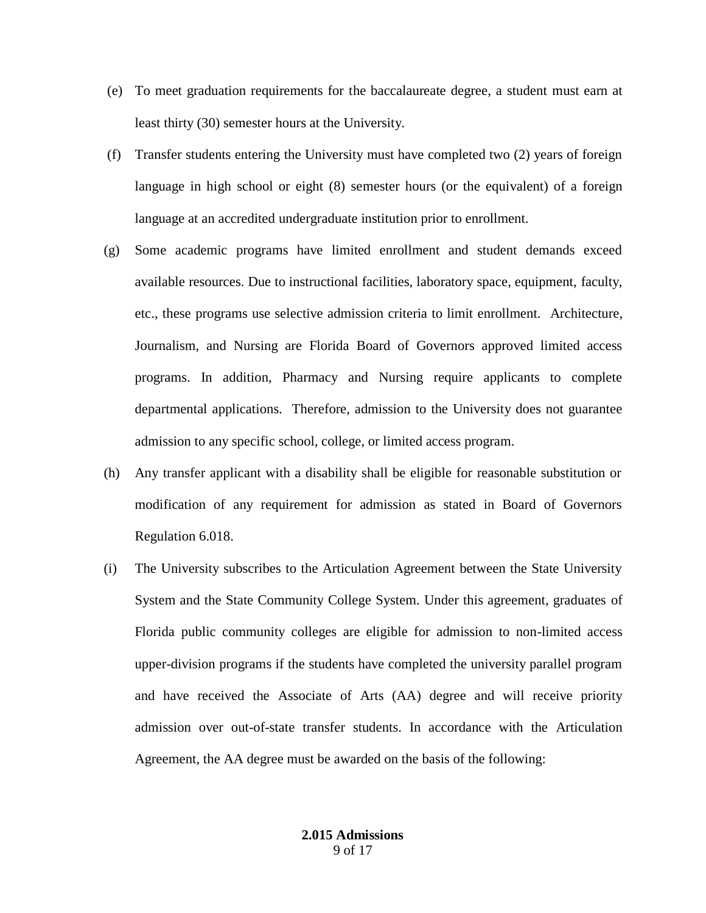(e) To meet graduation requirements for the baccalaureate degree, a student must earn at least thirty (30) semester hours at the University.

(f) Transfer students entering the University must have completed two (2) years of foreign language in high school or eight (8) semester hours (or the equivalent) of a foreign language at an accredited undergraduate institution prior to enrollment.

(g) Some academic programs have limited enrollment and student demands exceed available resources. Due to instructional facilities, laboratory space, equipment, faculty, etc., these programs use selective admission criteria to limit enrollment. Architecture, Journalism, and Nursing are Florida Board of Governors approved limited access programs. In addition, Pharmacy and Nursing require applicants to complete departmental applications. Therefore, admission to the University does not guarantee admission to any specific school, college, or limited access program.

(h) Any transfer applicant with a disability shall be eligible for reasonable substitution or modification of any requirement for admission as stated in Board of Governors Regulation 6.018.

(i) The University subscribes to the Articulation Agreement between the State University System and the State Community College System. Under this agreement, graduates of Florida public community colleges are eligible for admission to non-limited access upper-division programs if the students have completed the university parallel program and have received the Associate of Arts (AA) degree and will receive priority admission over out-of-state transfer students. In accordance with the Articulation Agreement, the AA degree must be awarded on the basis of the following: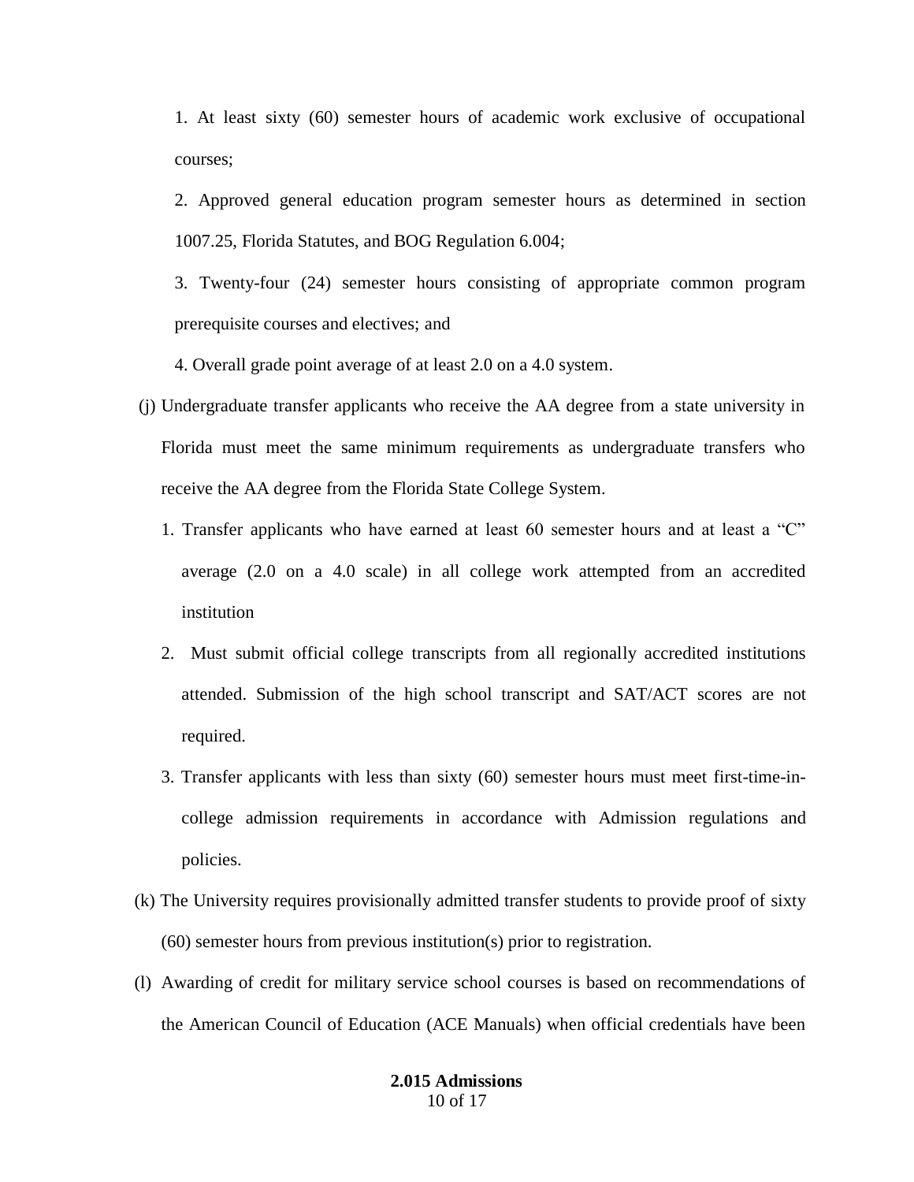1. At least sixty (60) semester hours of academic work exclusive of occupational courses;

2. Approved general education program semester hours as determined in section 1007.25, Florida Statutes, and BOG Regulation 6.004;

3. Twenty-four (24) semester hours consisting of appropriate common program prerequisite courses and electives; and

4. Overall grade point average of at least 2.0 on a 4.0 system.

(j) Undergraduate transfer applicants who receive the AA degree from a state university in Florida must meet the same minimum requirements as undergraduate transfers who receive the AA degree from the Florida State College System.

1. Transfer applicants who have earned at least 60 semester hours and at least a "C" average (2.0 on a 4.0 scale) in all college work attempted from an accredited institution

2. Must submit official college transcripts from all regionally accredited institutions attended. Submission of the high school transcript and SAT/ACT scores are not required.

3. Transfer applicants with less than sixty (60) semester hours must meet first-time-in-college admission requirements in accordance with Admission regulations and policies.

(k) The University requires provisionally admitted transfer students to provide proof of sixty (60) semester hours from previous institution(s) prior to registration.

(l) Awarding of credit for military service school courses is based on recommendations of the American Council of Education (ACE Manuals) when official credentials have been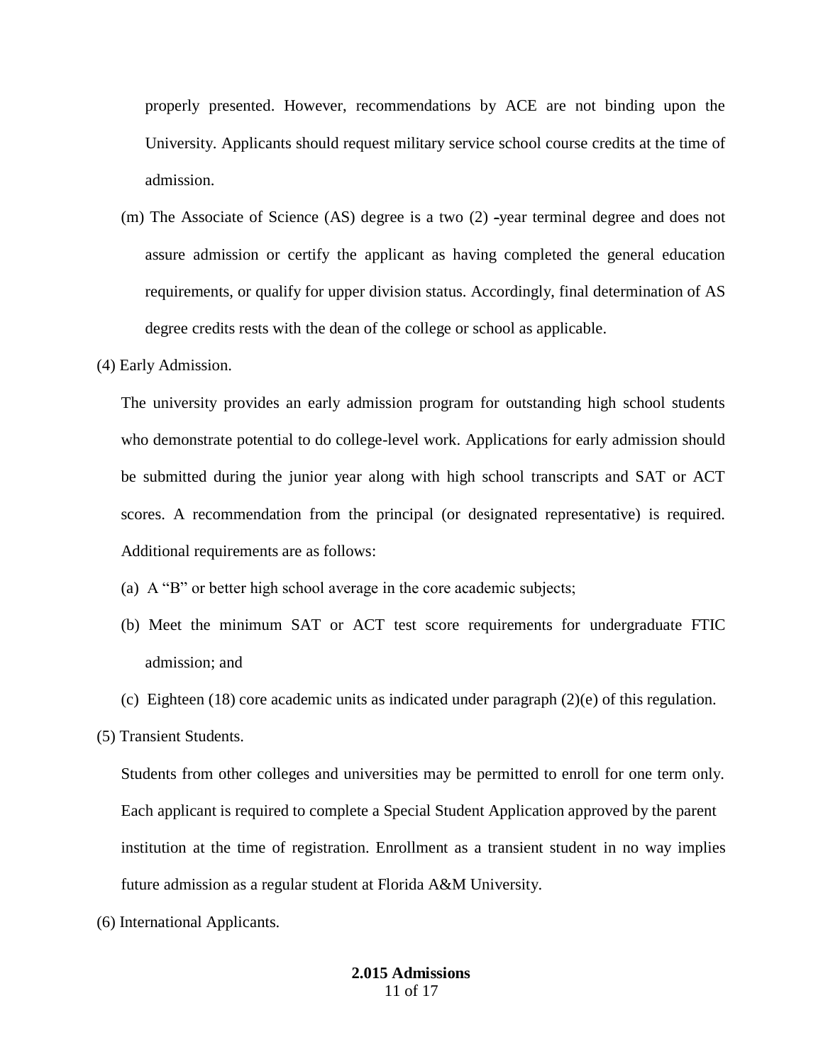properly presented. However, recommendations by ACE are not binding upon the University. Applicants should request military service school course credits at the time of admission.

(m) The Associate of Science (AS) degree is a two (2) -year terminal degree and does not assure admission or certify the applicant as having completed the general education requirements, or qualify for upper division status. Accordingly, final determination of AS degree credits rests with the dean of the college or school as applicable.

(4) Early Admission.

The university provides an early admission program for outstanding high school students who demonstrate potential to do college-level work. Applications for early admission should be submitted during the junior year along with high school transcripts and SAT or ACT scores. A recommendation from the principal (or designated representative) is required. Additional requirements are as follows:

(a) A "B" or better high school average in the core academic subjects;

(b) Meet the minimum SAT or ACT test score requirements for undergraduate FTIC admission; and

(c) Eighteen (18) core academic units as indicated under paragraph (2)(e) of this regulation.

(5) Transient Students.

Students from other colleges and universities may be permitted to enroll for one term only. Each applicant is required to complete a Special Student Application approved by the parent institution at the time of registration. Enrollment as a transient student in no way implies future admission as a regular student at Florida A&M University.

(6) International Applicants.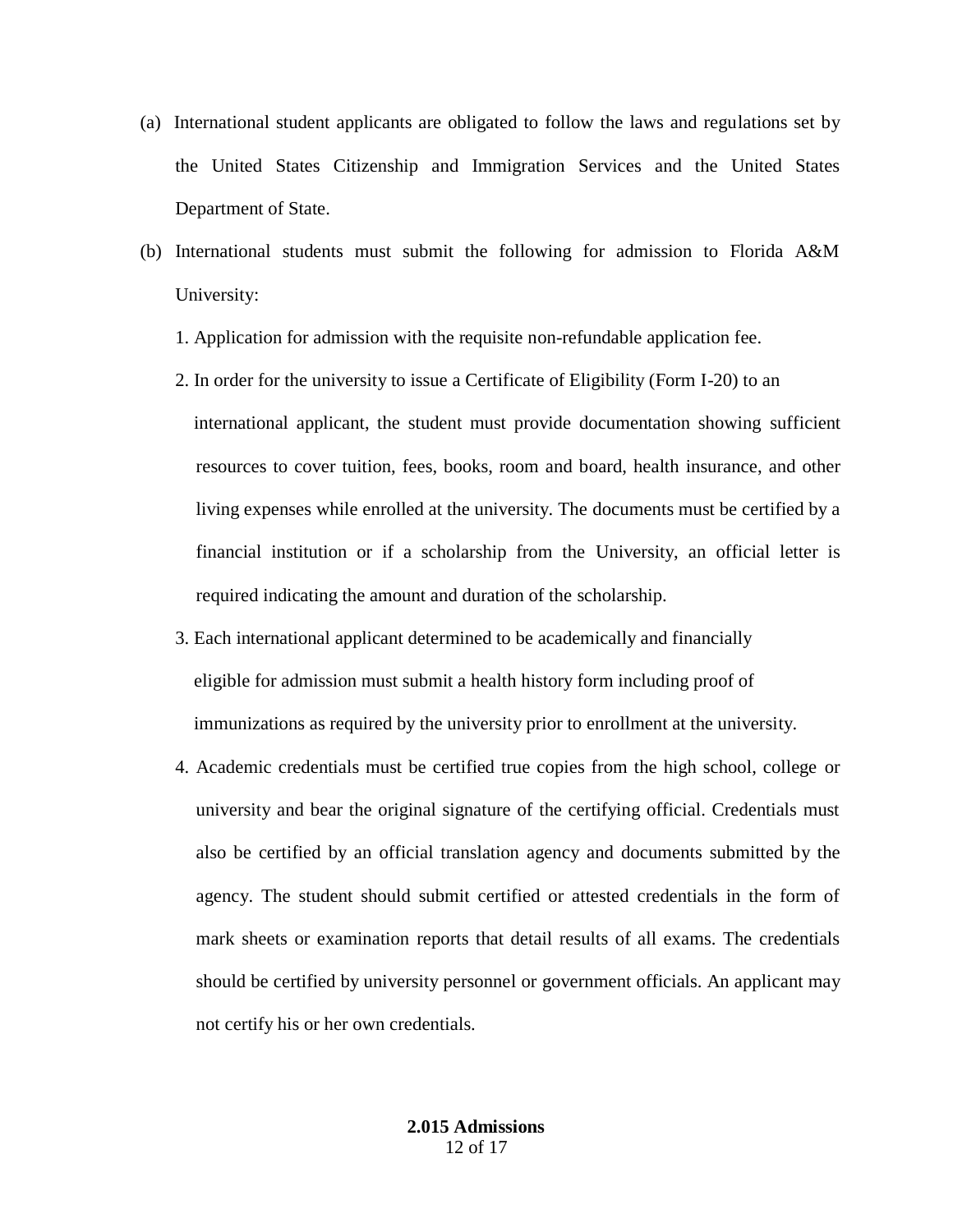(a) International student applicants are obligated to follow the laws and regulations set by the United States Citizenship and Immigration Services and the United States Department of State.

(b) International students must submit the following for admission to Florida A&M University:

1. Application for admission with the requisite non-refundable application fee.
2. In order for the university to issue a Certificate of Eligibility (Form I-20) to an international applicant, the student must provide documentation showing sufficient resources to cover tuition, fees, books, room and board, health insurance, and other living expenses while enrolled at the university. The documents must be certified by a financial institution or if a scholarship from the University, an official letter is required indicating the amount and duration of the scholarship.
3. Each international applicant determined to be academically and financially eligible for admission must submit a health history form including proof of immunizations as required by the university prior to enrollment at the university.
4. Academic credentials must be certified true copies from the high school, college or university and bear the original signature of the certifying official. Credentials must also be certified by an official translation agency and documents submitted by the agency. The student should submit certified or attested credentials in the form of mark sheets or examination reports that detail results of all exams. The credentials should be certified by university personnel or government officials. An applicant may not certify his or her own credentials.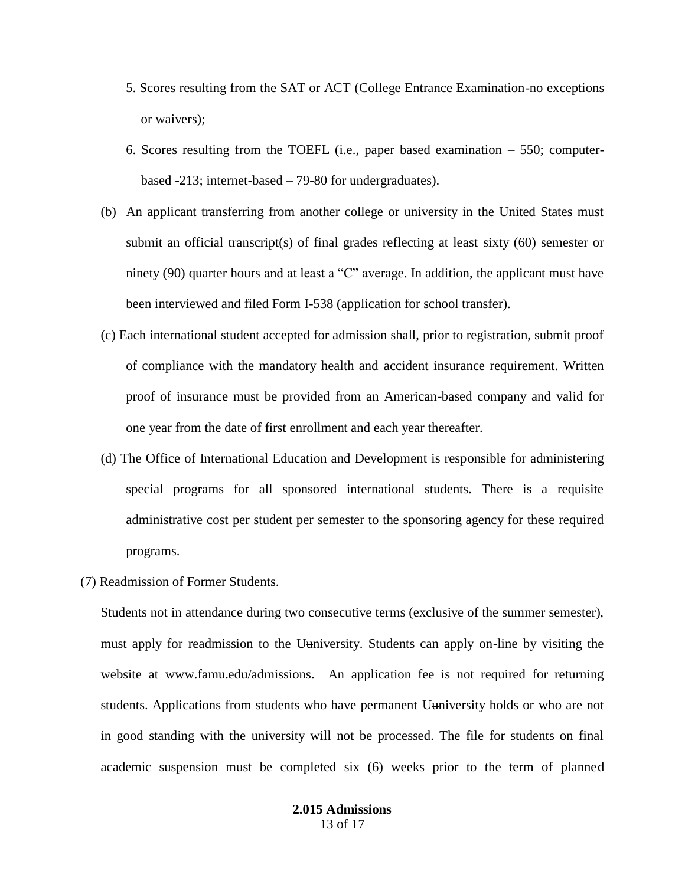5. Scores resulting from the SAT or ACT (College Entrance Examination-no exceptions or waivers);

6. Scores resulting from the TOEFL (i.e., paper based examination – 550; computer-based -213; internet-based – 79-80 for undergraduates).

(b) An applicant transferring from another college or university in the United States must submit an official transcript(s) of final grades reflecting at least sixty (60) semester or ninety (90) quarter hours and at least a "C" average. In addition, the applicant must have been interviewed and filed Form I-538 (application for school transfer).

(c) Each international student accepted for admission shall, prior to registration, submit proof of compliance with the mandatory health and accident insurance requirement. Written proof of insurance must be provided from an American-based company and valid for one year from the date of first enrollment and each year thereafter.

(d) The Office of International Education and Development is responsible for administering special programs for all sponsored international students. There is a requisite administrative cost per student per semester to the sponsoring agency for these required programs.

(7) Readmission of Former Students.

Students not in attendance during two consecutive terms (exclusive of the summer semester), must apply for readmission to the University. Students can apply on-line by visiting the website at www.famu.edu/admissions. An application fee is not required for returning students. Applications from students who have permanent University holds or who are not in good standing with the university will not be processed. The file for students on final academic suspension must be completed six (6) weeks prior to the term of planned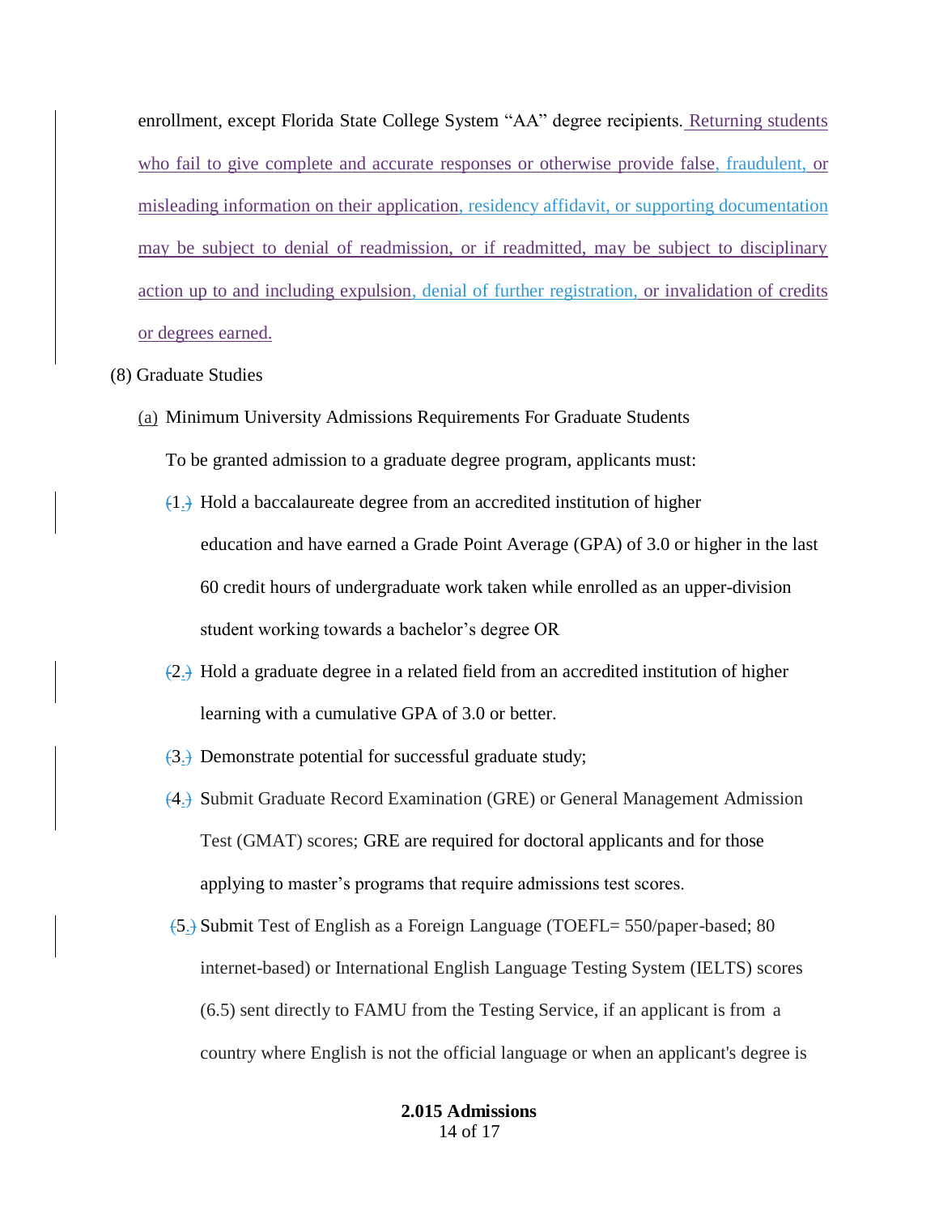enrollment, except Florida State College System "AA" degree recipients. Returning students who fail to give complete and accurate responses or otherwise provide false, fraudulent, or misleading information on their application, residency affidavit, or supporting documentation may be subject to denial of readmission, or if readmitted, may be subject to disciplinary action up to and including expulsion, denial of further registration, or invalidation of credits or degrees earned.

(8) Graduate Studies

(a) Minimum University Admissions Requirements For Graduate Students

To be granted admission to a graduate degree program, applicants must:

1. Hold a baccalaureate degree from an accredited institution of higher education and have earned a Grade Point Average (GPA) of 3.0 or higher in the last 60 credit hours of undergraduate work taken while enrolled as an upper-division student working towards a bachelor's degree OR

2. Hold a graduate degree in a related field from an accredited institution of higher learning with a cumulative GPA of 3.0 or better.

3. Demonstrate potential for successful graduate study;

4. Submit Graduate Record Examination (GRE) or General Management Admission Test (GMAT) scores; GRE are required for doctoral applicants and for those applying to master's programs that require admissions test scores.

5. Submit Test of English as a Foreign Language (TOEFL= 550/paper-based; 80 internet-based) or International English Language Testing System (IELTS) scores (6.5) sent directly to FAMU from the Testing Service, if an applicant is from a country where English is not the official language or when an applicant's degree is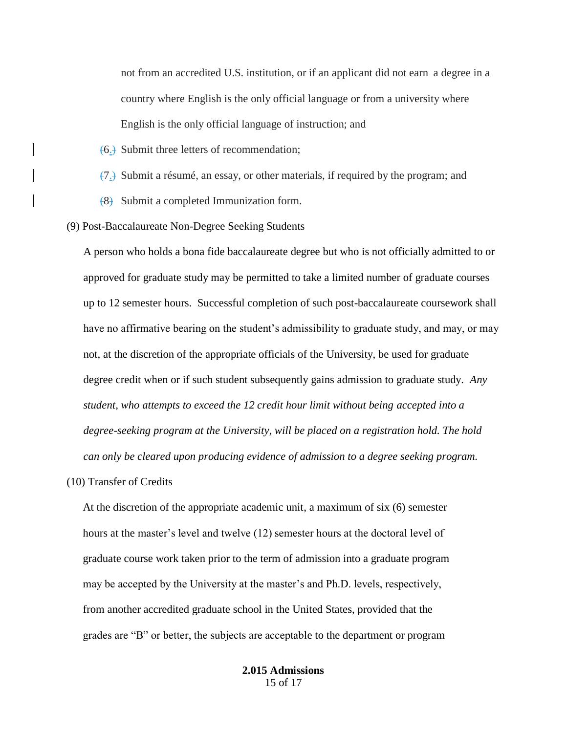not from an accredited U.S. institution, or if an applicant did not earn a degree in a country where English is the only official language or from a university where English is the only official language of instruction; and

(6.) Submit three letters of recommendation;

(7.) Submit a résumé, an essay, or other materials, if required by the program; and

(8) Submit a completed Immunization form.

(9) Post-Baccalaureate Non-Degree Seeking Students

A person who holds a bona fide baccalaureate degree but who is not officially admitted to or approved for graduate study may be permitted to take a limited number of graduate courses up to 12 semester hours. Successful completion of such post-baccalaureate coursework shall have no affirmative bearing on the student's admissibility to graduate study, and may, or may not, at the discretion of the appropriate officials of the University, be used for graduate degree credit when or if such student subsequently gains admission to graduate study. *Any student, who attempts to exceed the 12 credit hour limit without being accepted into a degree-seeking program at the University, will be placed on a registration hold. The hold can only be cleared upon producing evidence of admission to a degree seeking program.*

(10) Transfer of Credits

At the discretion of the appropriate academic unit, a maximum of six (6) semester hours at the master's level and twelve (12) semester hours at the doctoral level of graduate course work taken prior to the term of admission into a graduate program may be accepted by the University at the master's and Ph.D. levels, respectively, from another accredited graduate school in the United States, provided that the grades are "B" or better, the subjects are acceptable to the department or program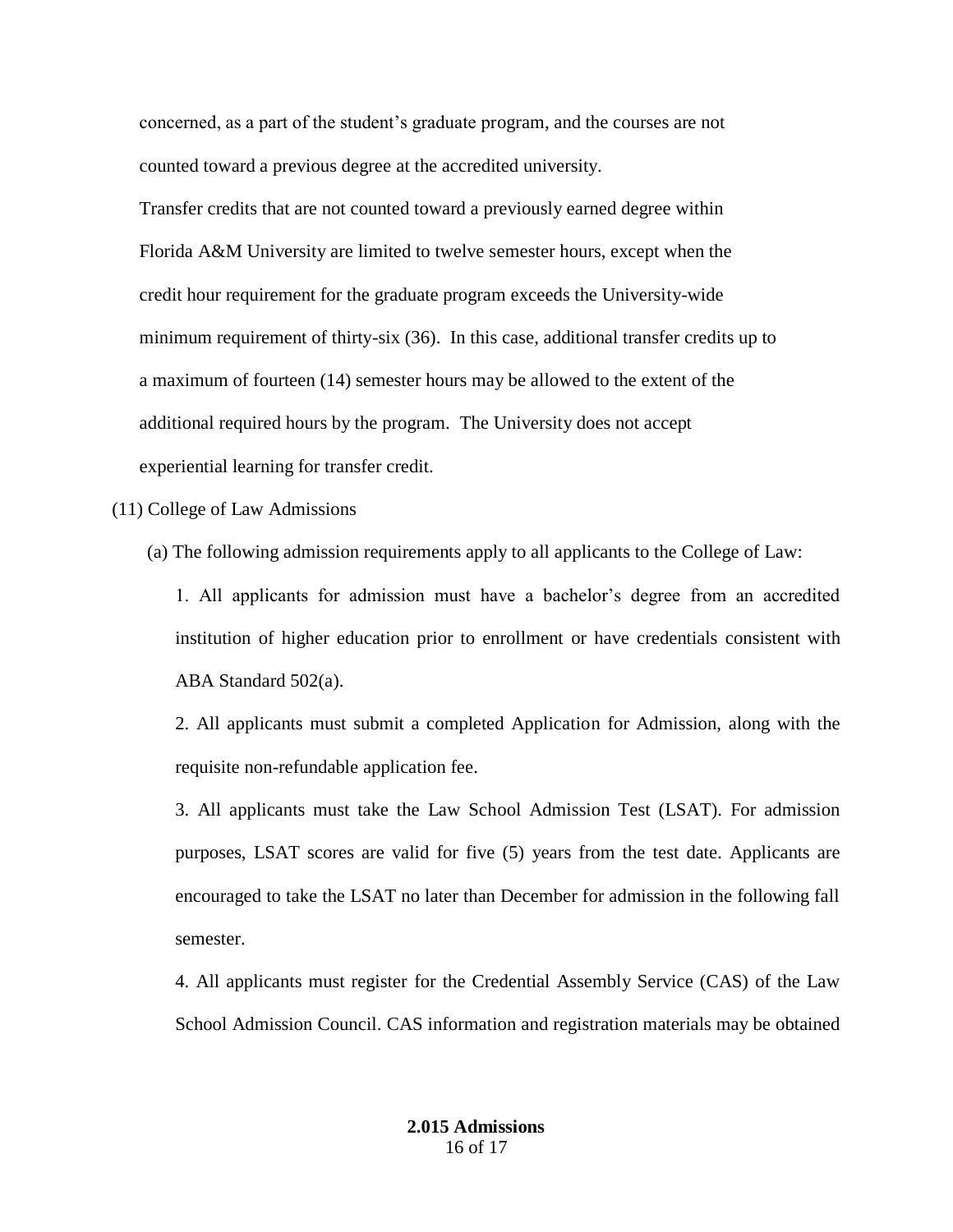concerned, as a part of the student's graduate program, and the courses are not counted toward a previous degree at the accredited university.

Transfer credits that are not counted toward a previously earned degree within Florida A&M University are limited to twelve semester hours, except when the credit hour requirement for the graduate program exceeds the University-wide minimum requirement of thirty-six (36). In this case, additional transfer credits up to a maximum of fourteen (14) semester hours may be allowed to the extent of the additional required hours by the program. The University does not accept experiential learning for transfer credit.

(11) College of Law Admissions

(a) The following admission requirements apply to all applicants to the College of Law:

1. All applicants for admission must have a bachelor's degree from an accredited institution of higher education prior to enrollment or have credentials consistent with ABA Standard 502(a).

2. All applicants must submit a completed Application for Admission, along with the requisite non-refundable application fee.

3. All applicants must take the Law School Admission Test (LSAT). For admission purposes, LSAT scores are valid for five (5) years from the test date. Applicants are encouraged to take the LSAT no later than December for admission in the following fall semester.

4. All applicants must register for the Credential Assembly Service (CAS) of the Law School Admission Council. CAS information and registration materials may be obtained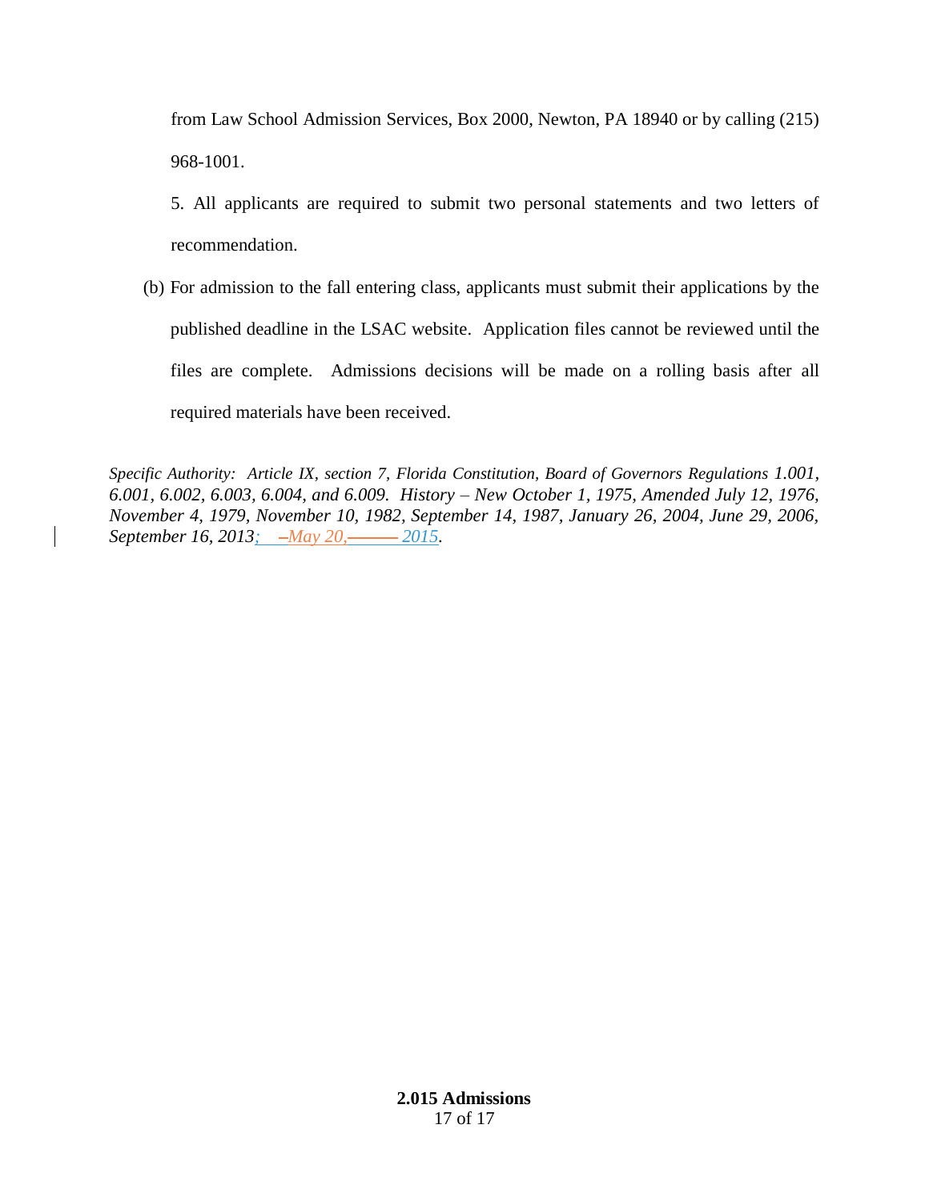from Law School Admission Services, Box 2000, Newton, PA 18940 or by calling (215) 968-1001.

5. All applicants are required to submit two personal statements and two letters of recommendation.

(b) For admission to the fall entering class, applicants must submit their applications by the published deadline in the LSAC website. Application files cannot be reviewed until the files are complete. Admissions decisions will be made on a rolling basis after all required materials have been received.

*Specific Authority: Article IX, section 7, Florida Constitution, Board of Governors Regulations 1.001, 6.001, 6.002, 6.003, 6.004, and 6.009. History – New October 1, 1975, Amended July 12, 1976, November 4, 1979, November 10, 1982, September 14, 1987, January 26, 2004, June 29, 2006, September 16, 2013; May 20, 2015.*